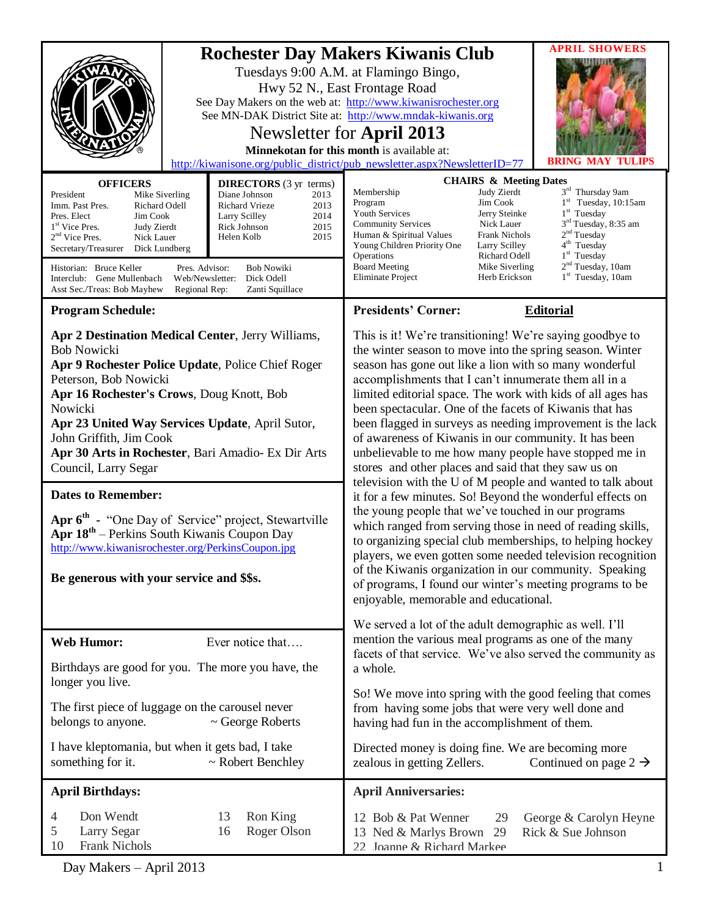# Rochester Day Makers Kiwanis Club

Tuesdays 9:00 A.M. at Flamingo Bingo,
Hwy 52 N., East Frontage Road

See Day Makers on the web at: http://www.kiwanisrochester.org
See MN-DAK District Site at: http://www.mndak-kiwanis.org

## Newsletter for **April 2013**

**Minnekotan for this month** is available at:
http://kiwanisone.org/public_district/pub_newsletter.aspx?NewsletterID=77

**APRIL SHOWERS**

**BRING MAY TULIPS**

### OFFICERS

| Office | Name |
|---|---|
| President | Mike Siverling |
| Imm. Past Pres. | Richard Odell |
| Pres. Elect | Jim Cook |
| 1st Vice Pres. | Judy Zierdt |
| 2nd Vice Pres. | Nick Lauer |
| Secretary/Treasurer | Dick Lundberg |

### DIRECTORS (3 yr terms)

| Name | Term |
|---|---|
| Diane Johnson | 2013 |
| Richard Vrieze | 2013 |
| Larry Scilley | 2014 |
| Rick Johnson | 2015 |
| Helen Kolb | 2015 |

Historian: Bruce Keller
Pres. Advisor: Bob Nowiki
Interclub: Gene Mullenbach
Web/Newsletter: Dick Odell
Asst Sec./Treas: Bob Mayhew
Regional Rep: Zanti Squillace

### CHAIRS & Meeting Dates

| Committee | Chair | Meeting |
|---|---|---|
| Membership | Judy Zierdt | 3rd Thursday 9am |
| Program | Jim Cook | 1st Tuesday, 10:15am |
| Youth Services | Jerry Steinke | 1st Tuesday |
| Community Services | Nick Lauer | 3rd Tuesday, 8:35 am |
| Human & Spiritual Values | Frank Nichols | 2nd Tuesday |
| Young Children Priority One | Larry Scilley | 4th Tuesday |
| Operations | Richard Odell | 1st Tuesday |
| Board Meeting | Mike Siverling | 2nd Tuesday, 10am |
| Eliminate Project | Herb Erickson | 1st Tuesday, 10am |

## Program Schedule:

**Apr 2 Destination Medical Center**, Jerry Williams, Bob Nowicki
**Apr 9 Rochester Police Update**, Police Chief Roger Peterson, Bob Nowicki
**Apr 16 Rochester's Crows**, Doug Knott, Bob Nowicki
**Apr 23 United Way Services Update**, April Sutor, John Griffith, Jim Cook
**Apr 30 Arts in Rochester**, Bari Amadio- Ex Dir Arts Council, Larry Segar

## Dates to Remember:

**Apr 6th** - "One Day of Service" project, Stewartville
**Apr 18th** – Perkins South Kiwanis Coupon Day
http://www.kiwanisrochester.org/PerkinsCoupon.jpg

**Be generous with your service and $$s.**

## Web Humor:

Ever notice that….

Birthdays are good for you. The more you have, the longer you live.

The first piece of luggage on the carousel never belongs to anyone. ~ George Roberts

I have kleptomania, but when it gets bad, I take something for it. ~ Robert Benchley

## Presidents' Corner: Editorial

This is it! We're transitioning! We're saying goodbye to the winter season to move into the spring season. Winter season has gone out like a lion with so many wonderful accomplishments that I can't innumerate them all in a limited editorial space. The work with kids of all ages has been spectacular. One of the facets of Kiwanis that has been flagged in surveys as needing improvement is the lack of awareness of Kiwanis in our community. It has been unbelievable to me how many people have stopped me in stores and other places and said that they saw us on television with the U of M people and wanted to talk about it for a few minutes. So! Beyond the wonderful effects on the young people that we've touched in our programs which ranged from serving those in need of reading skills, to organizing special club memberships, to helping hockey players, we even gotten some needed television recognition of the Kiwanis organization in our community. Speaking of programs, I found our winter's meeting programs to be enjoyable, memorable and educational.

We served a lot of the adult demographic as well. I'll mention the various meal programs as one of the many facets of that service. We've also served the community as a whole.

So! We move into spring with the good feeling that comes from having some jobs that were very well done and having had fun in the accomplishment of them.

Directed money is doing fine. We are becoming more zealous in getting Zellers. Continued on page 2 →

## April Birthdays:

| Day | Name |
|---|---|
| 4 | Don Wendt |
| 5 | Larry Segar |
| 10 | Frank Nichols |
| 13 | Ron King |
| 16 | Roger Olson |

## April Anniversaries:

| Day | Names |
|---|---|
| 12 | Bob & Pat Wenner |
| 13 | Ned & Marlys Brown |
| 22 | Joanne & Richard Markee |
| 29 | George & Carolyn Heyne |
| 29 | Rick & Sue Johnson |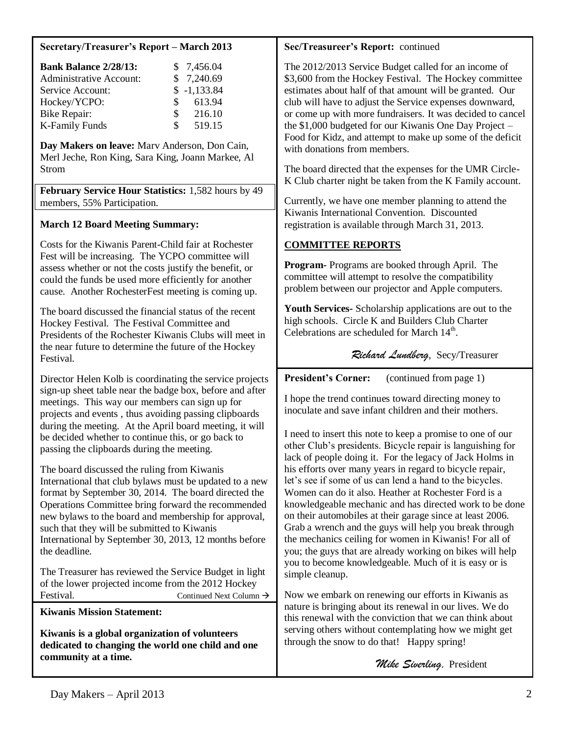## Secretary/Treasurer's Report – March 2013

| | |
|---|---|
| **Bank Balance 2/28/13:** | $ 7,456.04 |
| Administrative Account: | $ 7,240.69 |
| Service Account: | $ -1,133.84 |
| Hockey/YCPO: | $ 613.94 |
| Bike Repair: | $ 216.10 |
| K-Family Funds | $ 519.15 |

**Day Makers on leave:** Marv Anderson, Don Cain, Merl Jeche, Ron King, Sara King, Joann Markee, Al Strom

**February Service Hour Statistics:** 1,582 hours by 49 members, 55% Participation.

### March 12 Board Meeting Summary:

Costs for the Kiwanis Parent-Child fair at Rochester Fest will be increasing. The YCPO committee will assess whether or not the costs justify the benefit, or could the funds be used more efficiently for another cause. Another RochesterFest meeting is coming up.

The board discussed the financial status of the recent Hockey Festival. The Festival Committee and Presidents of the Rochester Kiwanis Clubs will meet in the near future to determine the future of the Hockey Festival.

Director Helen Kolb is coordinating the service projects sign-up sheet table near the badge box, before and after meetings. This way our members can sign up for projects and events , thus avoiding passing clipboards during the meeting. At the April board meeting, it will be decided whether to continue this, or go back to passing the clipboards during the meeting.

The board discussed the ruling from Kiwanis International that club bylaws must be updated to a new format by September 30, 2014. The board directed the Operations Committee bring forward the recommended new bylaws to the board and membership for approval, such that they will be submitted to Kiwanis International by September 30, 2013, 12 months before the deadline.

The Treasurer has reviewed the Service Budget in light of the lower projected income from the 2012 Hockey Festival.

The 2012/2013 Service Budget called for an income of $3,600 from the Hockey Festival. The Hockey committee estimates about half of that amount will be granted. Our club will have to adjust the Service expenses downward, or come up with more fundraisers. It was decided to cancel the $1,000 budgeted for our Kiwanis One Day Project – Food for Kidz, and attempt to make up some of the deficit with donations from members.

The board directed that the expenses for the UMR Circle-K Club charter night be taken from the K Family account.

Currently, we have one member planning to attend the Kiwanis International Convention. Discounted registration is available through March 31, 2013.

### COMMITTEE REPORTS

**Program-** Programs are booked through April. The committee will attempt to resolve the compatibility problem between our projector and Apple computers.

**Youth Services-** Scholarship applications are out to the high schools. Circle K and Builders Club Charter Celebrations are scheduled for March 14th.

*Richard Lundberg*, Secy/Treasurer

### Kiwanis Mission Statement:

**Kiwanis is a global organization of volunteers dedicated to changing the world one child and one community at a time.**

### President's Corner: (continued from page 1)

I hope the trend continues toward directing money to inoculate and save infant children and their mothers.

I need to insert this note to keep a promise to one of our other Club's presidents. Bicycle repair is languishing for lack of people doing it. For the legacy of Jack Holms in his efforts over many years in regard to bicycle repair, let's see if some of us can lend a hand to the bicycles. Women can do it also. Heather at Rochester Ford is a knowledgeable mechanic and has directed work to be done on their automobiles at their garage since at least 2006. Grab a wrench and the guys will help you break through the mechanics ceiling for women in Kiwanis! For all of you; the guys that are already working on bikes will help you to become knowledgeable. Much of it is easy or is simple cleanup.

Now we embark on renewing our efforts in Kiwanis as nature is bringing about its renewal in our lives. We do this renewal with the conviction that we can think about serving others without contemplating how we might get through the snow to do that! Happy spring!

*Mike Siverling*, President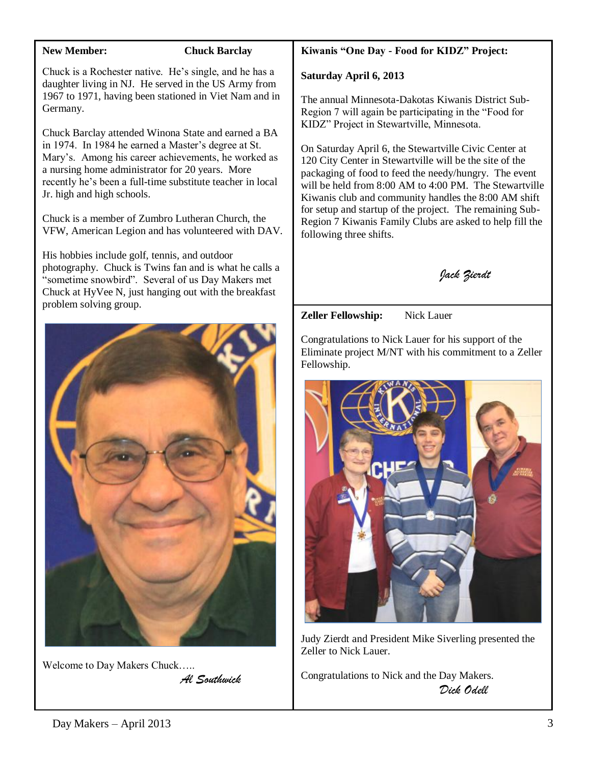**New Member: Chuck Barclay**

Chuck is a Rochester native. He's single, and he has a daughter living in NJ. He served in the US Army from 1967 to 1971, having been stationed in Viet Nam and in Germany.

Chuck Barclay attended Winona State and earned a BA in 1974. In 1984 he earned a Master's degree at St. Mary's. Among his career achievements, he worked as a nursing home administrator for 20 years. More recently he's been a full-time substitute teacher in local Jr. high and high schools.

Chuck is a member of Zumbro Lutheran Church, the VFW, American Legion and has volunteered with DAV.

His hobbies include golf, tennis, and outdoor photography. Chuck is Twins fan and is what he calls a "sometime snowbird". Several of us Day Makers met Chuck at HyVee N, just hanging out with the breakfast problem solving group.

Welcome to Day Makers Chuck…..

*Al Southwick*

**Kiwanis "One Day - Food for KIDZ" Project:**

**Saturday April 6, 2013**

The annual Minnesota-Dakotas Kiwanis District Sub-Region 7 will again be participating in the "Food for KIDZ" Project in Stewartville, Minnesota.

On Saturday April 6, the Stewartville Civic Center at 120 City Center in Stewartville will be the site of the packaging of food to feed the needy/hungry. The event will be held from 8:00 AM to 4:00 PM. The Stewartville Kiwanis club and community handles the 8:00 AM shift for setup and startup of the project. The remaining Sub-Region 7 Kiwanis Family Clubs are asked to help fill the following three shifts.

*Jack Zierdt*

**Zeller Fellowship:** Nick Lauer

Congratulations to Nick Lauer for his support of the Eliminate project M/NT with his commitment to a Zeller Fellowship.

Judy Zierdt and President Mike Siverling presented the Zeller to Nick Lauer.

Congratulations to Nick and the Day Makers.

*Dick Odell*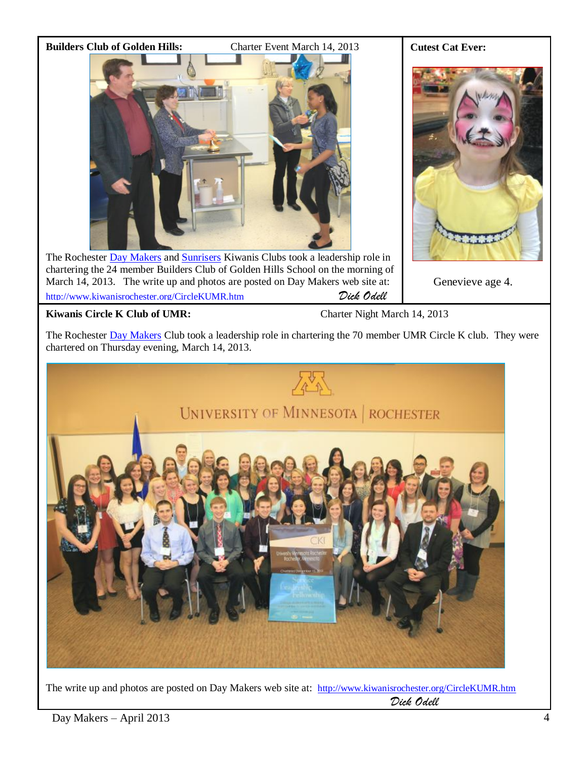**Builders Club of Golden Hills:** Charter Event March 14, 2013

The Rochester Day Makers and Sunrisers Kiwanis Clubs took a leadership role in chartering the 24 member Builders Club of Golden Hills School on the morning of March 14, 2013. The write up and photos are posted on Day Makers web site at: http://www.kiwanisrochester.org/CircleKUMR.htm

*Dick Odell*

**Cutest Cat Ever:**

Genevieve age 4.

**Kiwanis Circle K Club of UMR:** Charter Night March 14, 2013

The Rochester Day Makers Club took a leadership role in chartering the 70 member UMR Circle K club. They were chartered on Thursday evening, March 14, 2013.

The write up and photos are posted on Day Makers web site at: http://www.kiwanisrochester.org/CircleKUMR.htm

*Dick Odell*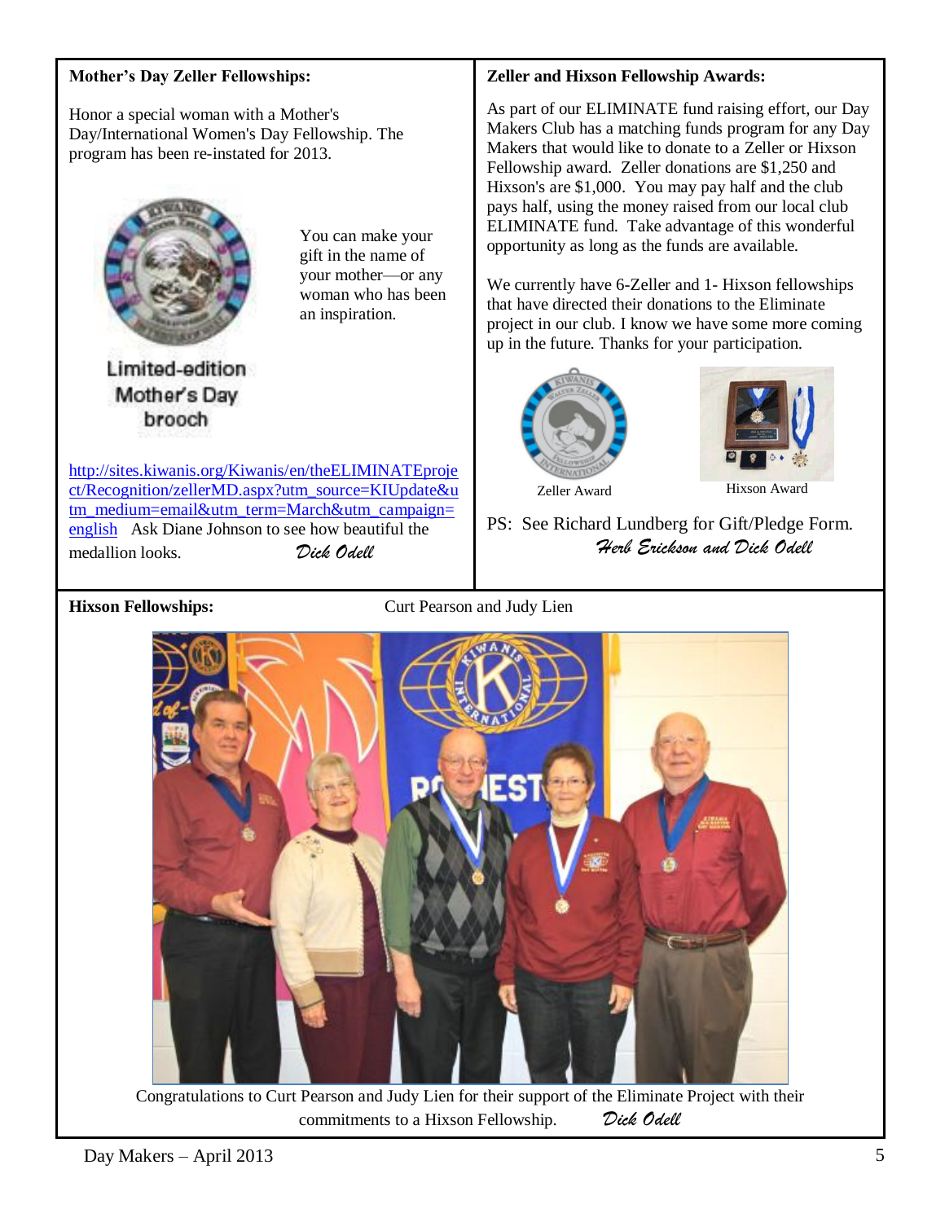**Mother's Day Zeller Fellowships:**

Honor a special woman with a Mother's Day/International Women's Day Fellowship. The program has been re-instated for 2013.

Limited-edition Mother's Day brooch

You can make your gift in the name of your mother—or any woman who has been an inspiration.

http://sites.kiwanis.org/Kiwanis/en/theELIMINATEproject/Recognition/zellerMD.aspx?utm_source=KIUpdate&utm_medium=email&utm_term=March&utm_campaign=english Ask Diane Johnson to see how beautiful the medallion looks. *Dick Odell*

**Zeller and Hixson Fellowship Awards:**

As part of our ELIMINATE fund raising effort, our Day Makers Club has a matching funds program for any Day Makers that would like to donate to a Zeller or Hixson Fellowship award. Zeller donations are $1,250 and Hixson's are $1,000. You may pay half and the club pays half, using the money raised from our local club ELIMINATE fund. Take advantage of this wonderful opportunity as long as the funds are available.

We currently have 6-Zeller and 1- Hixson fellowships that have directed their donations to the Eliminate project in our club. I know we have some more coming up in the future. Thanks for your participation.

Zeller Award

Hixson Award

PS: See Richard Lundberg for Gift/Pledge Form.

*Herb Erickson and Dick Odell*

**Hixson Fellowships:** Curt Pearson and Judy Lien

Congratulations to Curt Pearson and Judy Lien for their support of the Eliminate Project with their commitments to a Hixson Fellowship. *Dick Odell*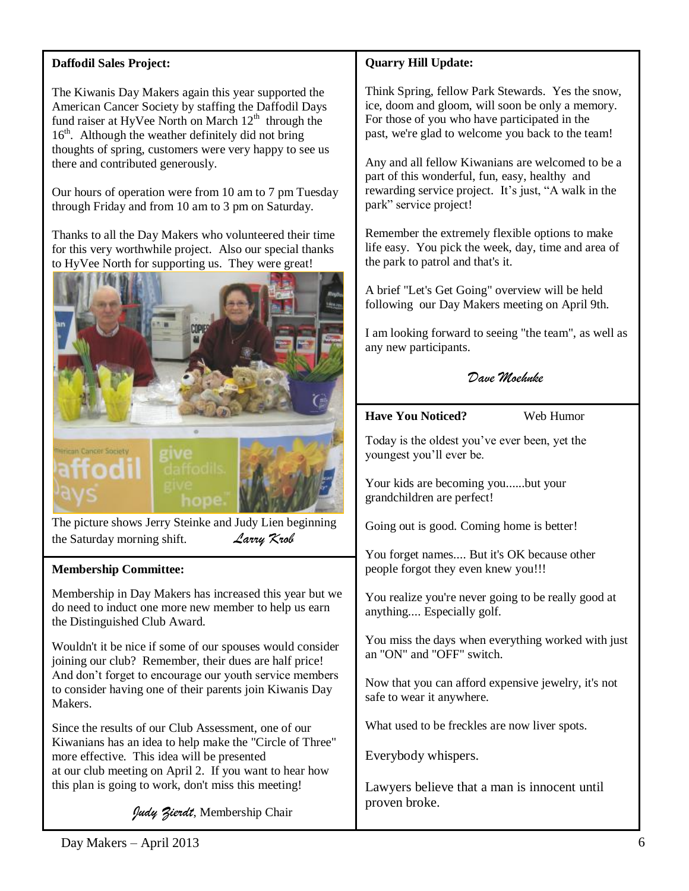**Daffodil Sales Project:**

The Kiwanis Day Makers again this year supported the American Cancer Society by staffing the Daffodil Days fund raiser at HyVee North on March 12th through the 16th. Although the weather definitely did not bring thoughts of spring, customers were very happy to see us there and contributed generously.

Our hours of operation were from 10 am to 7 pm Tuesday through Friday and from 10 am to 3 pm on Saturday.

Thanks to all the Day Makers who volunteered their time for this very worthwhile project. Also our special thanks to HyVee North for supporting us. They were great!

The picture shows Jerry Steinke and Judy Lien beginning the Saturday morning shift.

*Larry Krob*

**Membership Committee:**

Membership in Day Makers has increased this year but we do need to induct one more new member to help us earn the Distinguished Club Award.

Wouldn't it be nice if some of our spouses would consider joining our club? Remember, their dues are half price! And don't forget to encourage our youth service members to consider having one of their parents join Kiwanis Day Makers.

Since the results of our Club Assessment, one of our Kiwanians has an idea to help make the "Circle of Three" more effective. This idea will be presented at our club meeting on April 2. If you want to hear how this plan is going to work, don't miss this meeting!

*Judy Zierdt*, Membership Chair

**Quarry Hill Update:**

Think Spring, fellow Park Stewards. Yes the snow, ice, doom and gloom, will soon be only a memory. For those of you who have participated in the past, we're glad to welcome you back to the team!

Any and all fellow Kiwanians are welcomed to be a part of this wonderful, fun, easy, healthy and rewarding service project. It's just, "A walk in the park" service project!

Remember the extremely flexible options to make life easy. You pick the week, day, time and area of the park to patrol and that's it.

A brief "Let's Get Going" overview will be held following our Day Makers meeting on April 9th.

I am looking forward to seeing "the team", as well as any new participants.

*Dave Moehnke*

**Have You Noticed?** Web Humor

Today is the oldest you've ever been, yet the youngest you'll ever be.

Your kids are becoming you......but your grandchildren are perfect!

Going out is good. Coming home is better!

You forget names.... But it's OK because other people forgot they even knew you!!!

You realize you're never going to be really good at anything.... Especially golf.

You miss the days when everything worked with just an "ON" and "OFF" switch.

Now that you can afford expensive jewelry, it's not safe to wear it anywhere.

What used to be freckles are now liver spots.

Everybody whispers.

Lawyers believe that a man is innocent until proven broke.